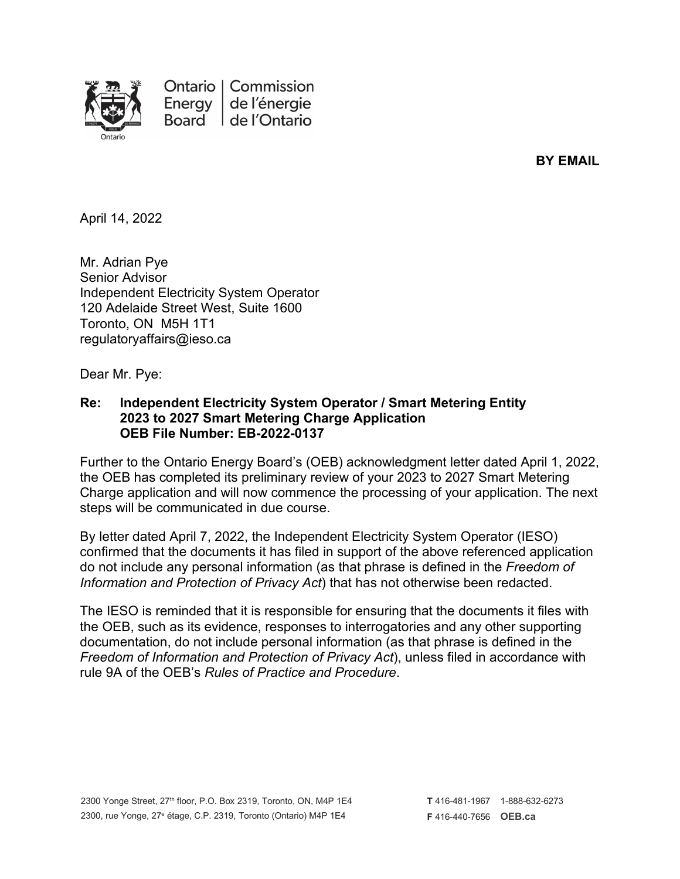Ontario Energy Board | Commission de l'énergie de l'Ontario

**BY EMAIL**

April 14, 2022

Mr. Adrian Pye
Senior Advisor
Independent Electricity System Operator
120 Adelaide Street West, Suite 1600
Toronto, ON M5H 1T1
regulatoryaffairs@ieso.ca

Dear Mr. Pye:

**Re: Independent Electricity System Operator / Smart Metering Entity 2023 to 2027 Smart Metering Charge Application OEB File Number: EB-2022-0137**

Further to the Ontario Energy Board's (OEB) acknowledgment letter dated April 1, 2022, the OEB has completed its preliminary review of your 2023 to 2027 Smart Metering Charge application and will now commence the processing of your application. The next steps will be communicated in due course.

By letter dated April 7, 2022, the Independent Electricity System Operator (IESO) confirmed that the documents it has filed in support of the above referenced application do not include any personal information (as that phrase is defined in the *Freedom of Information and Protection of Privacy Act*) that has not otherwise been redacted.

The IESO is reminded that it is responsible for ensuring that the documents it files with the OEB, such as its evidence, responses to interrogatories and any other supporting documentation, do not include personal information (as that phrase is defined in the *Freedom of Information and Protection of Privacy Act*), unless filed in accordance with rule 9A of the OEB's *Rules of Practice and Procedure*.

2300 Yonge Street, 27th floor, P.O. Box 2319, Toronto, ON, M4P 1E4
2300, rue Yonge, 27e étage, C.P. 2319, Toronto (Ontario) M4P 1E4

T 416-481-1967 1-888-632-6273
F 416-440-7656 OEB.ca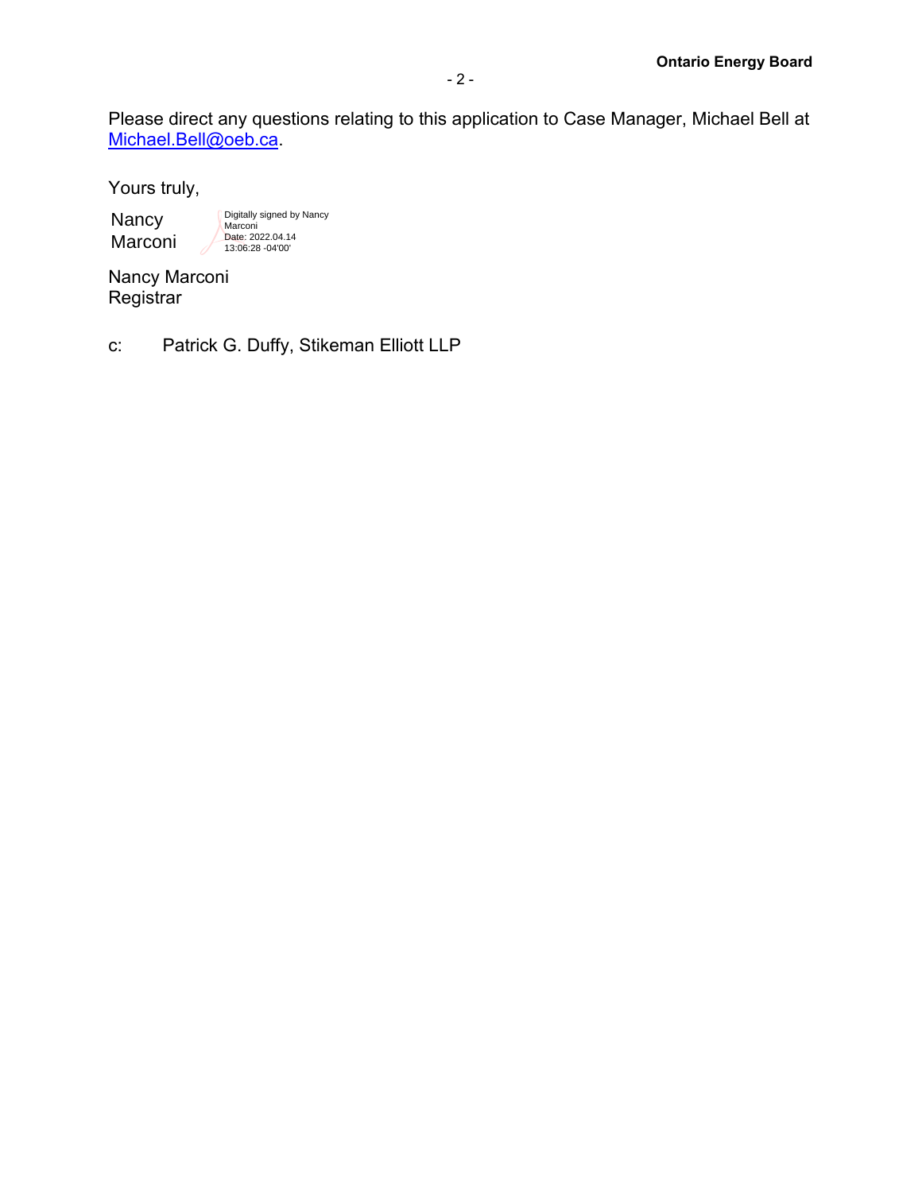Please direct any questions relating to this application to Case Manager, Michael Bell at Michael.Bell@oeb.ca.

Yours truly,

Nancy Marconi

Digitally signed by Nancy Marconi
Date: 2022.04.14 13:06:28 -04'00'

Nancy Marconi
Registrar

c: Patrick G. Duffy, Stikeman Elliott LLP